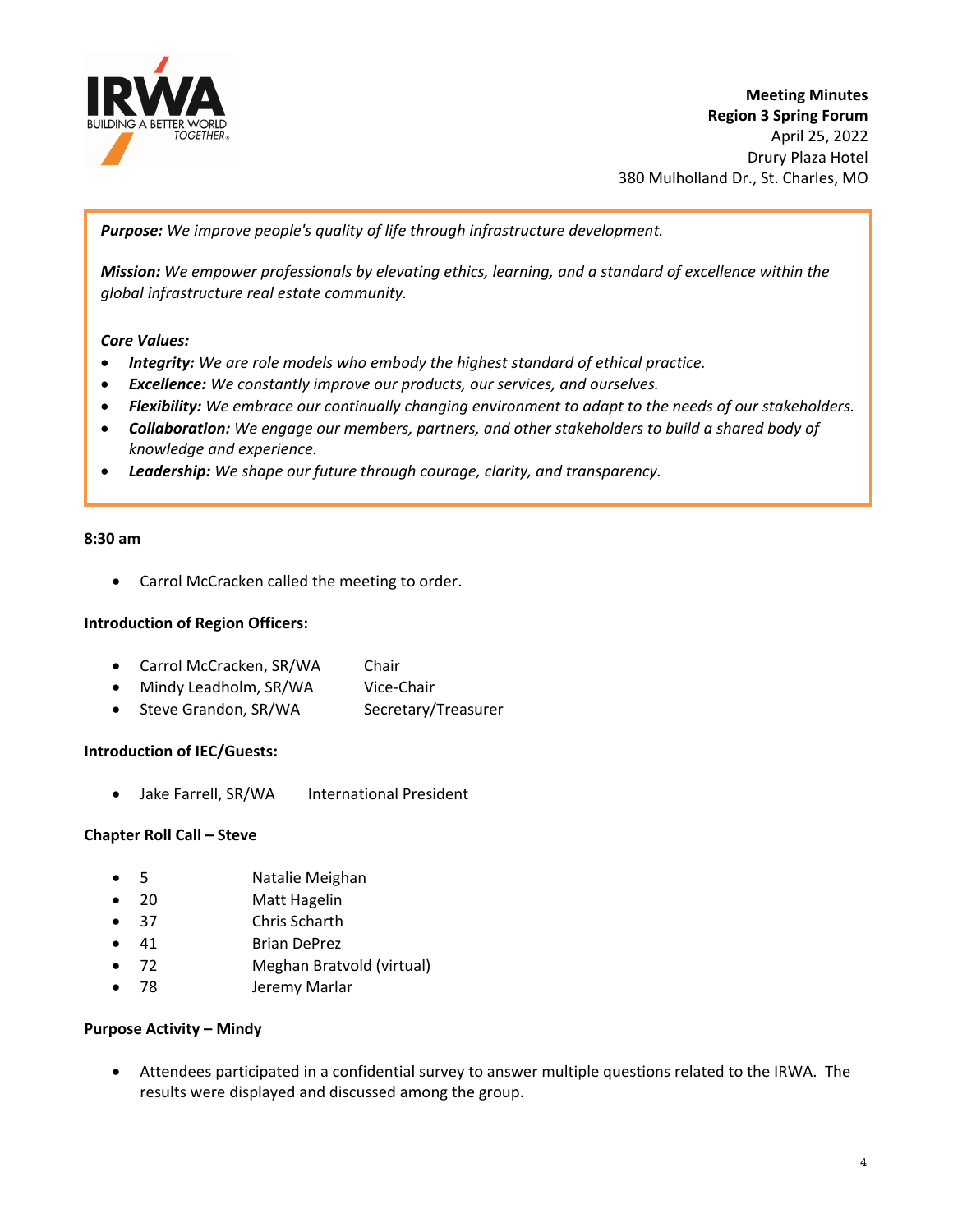**Meeting Minutes**
**Region 3 Spring Forum**
April 25, 2022
Drury Plaza Hotel
380 Mulholland Dr., St. Charles, MO

***Purpose:*** *We improve people's quality of life through infrastructure development.*

***Mission:*** *We empower professionals by elevating ethics, learning, and a standard of excellence within the global infrastructure real estate community.*

***Core Values:***

- ***Integrity:*** *We are role models who embody the highest standard of ethical practice.*
- ***Excellence:*** *We constantly improve our products, our services, and ourselves.*
- ***Flexibility:*** *We embrace our continually changing environment to adapt to the needs of our stakeholders.*
- ***Collaboration:*** *We engage our members, partners, and other stakeholders to build a shared body of knowledge and experience.*
- ***Leadership:*** *We shape our future through courage, clarity, and transparency.*

**8:30 am**

- Carrol McCracken called the meeting to order.

**Introduction of Region Officers:**

- Carrol McCracken, SR/WA — Chair
- Mindy Leadholm, SR/WA — Vice-Chair
- Steve Grandon, SR/WA — Secretary/Treasurer

**Introduction of IEC/Guests:**

- Jake Farrell, SR/WA — International President

**Chapter Roll Call – Steve**

- 5 — Natalie Meighan
- 20 — Matt Hagelin
- 37 — Chris Scharth
- 41 — Brian DePrez
- 72 — Meghan Bratvold (virtual)
- 78 — Jeremy Marlar

**Purpose Activity – Mindy**

- Attendees participated in a confidential survey to answer multiple questions related to the IRWA. The results were displayed and discussed among the group.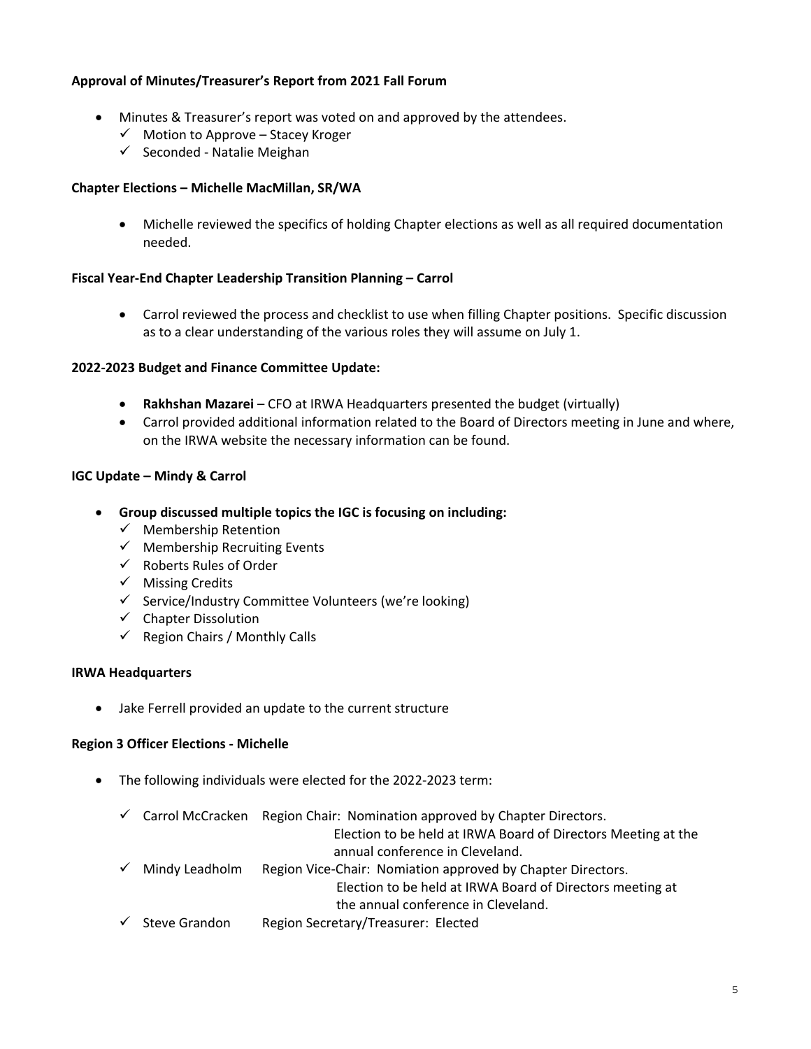**Approval of Minutes/Treasurer's Report from 2021 Fall Forum**

- Minutes & Treasurer's report was voted on and approved by the attendees.
  - ✓ Motion to Approve – Stacey Kroger
  - ✓ Seconded - Natalie Meighan

**Chapter Elections – Michelle MacMillan, SR/WA**

- Michelle reviewed the specifics of holding Chapter elections as well as all required documentation needed.

**Fiscal Year-End Chapter Leadership Transition Planning – Carrol**

- Carrol reviewed the process and checklist to use when filling Chapter positions. Specific discussion as to a clear understanding of the various roles they will assume on July 1.

**2022-2023 Budget and Finance Committee Update:**

- **Rakhshan Mazarei** – CFO at IRWA Headquarters presented the budget (virtually)
- Carrol provided additional information related to the Board of Directors meeting in June and where, on the IRWA website the necessary information can be found.

**IGC Update – Mindy & Carrol**

- **Group discussed multiple topics the IGC is focusing on including:**
  - ✓ Membership Retention
  - ✓ Membership Recruiting Events
  - ✓ Roberts Rules of Order
  - ✓ Missing Credits
  - ✓ Service/Industry Committee Volunteers (we're looking)
  - ✓ Chapter Dissolution
  - ✓ Region Chairs / Monthly Calls

**IRWA Headquarters**

- Jake Ferrell provided an update to the current structure

**Region 3 Officer Elections - Michelle**

- The following individuals were elected for the 2022-2023 term:
  - ✓ Carrol McCracken Region Chair: Nomination approved by Chapter Directors. Election to be held at IRWA Board of Directors Meeting at the annual conference in Cleveland.
  - ✓ Mindy Leadholm Region Vice-Chair: Nomiation approved by Chapter Directors. Election to be held at IRWA Board of Directors meeting at the annual conference in Cleveland.
  - ✓ Steve Grandon Region Secretary/Treasurer: Elected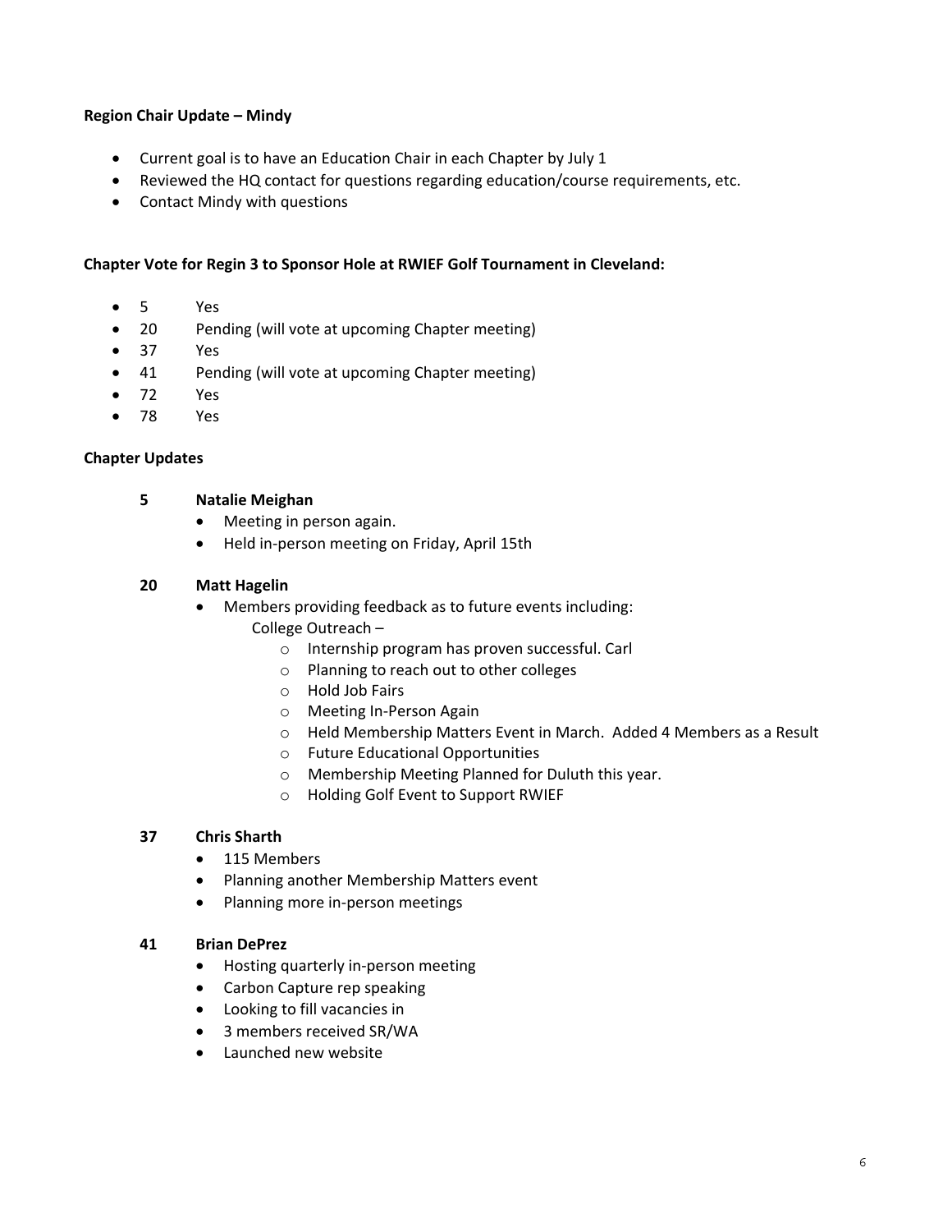**Region Chair Update – Mindy**

- Current goal is to have an Education Chair in each Chapter by July 1
- Reviewed the HQ contact for questions regarding education/course requirements, etc.
- Contact Mindy with questions

**Chapter Vote for Regin 3 to Sponsor Hole at RWIEF Golf Tournament in Cleveland:**

- 5 Yes
- 20 Pending (will vote at upcoming Chapter meeting)
- 37 Yes
- 41 Pending (will vote at upcoming Chapter meeting)
- 72 Yes
- 78 Yes

**Chapter Updates**

**5 Natalie Meighan**

- Meeting in person again.
- Held in-person meeting on Friday, April 15th

**20 Matt Hagelin**

- Members providing feedback as to future events including:

  College Outreach –
  - Internship program has proven successful. Carl
  - Planning to reach out to other colleges
  - Hold Job Fairs
  - Meeting In-Person Again
  - Held Membership Matters Event in March. Added 4 Members as a Result
  - Future Educational Opportunities
  - Membership Meeting Planned for Duluth this year.
  - Holding Golf Event to Support RWIEF

**37 Chris Sharth**

- 115 Members
- Planning another Membership Matters event
- Planning more in-person meetings

**41 Brian DePrez**

- Hosting quarterly in-person meeting
- Carbon Capture rep speaking
- Looking to fill vacancies in
- 3 members received SR/WA
- Launched new website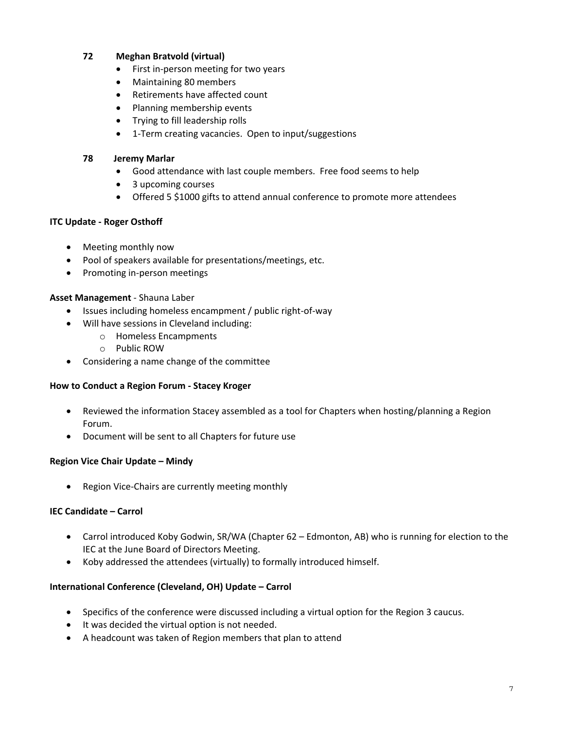**72 Meghan Bratvold (virtual)**

- First in-person meeting for two years
- Maintaining 80 members
- Retirements have affected count
- Planning membership events
- Trying to fill leadership rolls
- 1-Term creating vacancies. Open to input/suggestions

**78 Jeremy Marlar**

- Good attendance with last couple members. Free food seems to help
- 3 upcoming courses
- Offered 5 $1000 gifts to attend annual conference to promote more attendees

**ITC Update - Roger Osthoff**

- Meeting monthly now
- Pool of speakers available for presentations/meetings, etc.
- Promoting in-person meetings

**Asset Management** - Shauna Laber

- Issues including homeless encampment / public right-of-way
- Will have sessions in Cleveland including:
  - Homeless Encampments
  - Public ROW
- Considering a name change of the committee

**How to Conduct a Region Forum - Stacey Kroger**

- Reviewed the information Stacey assembled as a tool for Chapters when hosting/planning a Region Forum.
- Document will be sent to all Chapters for future use

**Region Vice Chair Update – Mindy**

- Region Vice-Chairs are currently meeting monthly

**IEC Candidate – Carrol**

- Carrol introduced Koby Godwin, SR/WA (Chapter 62 – Edmonton, AB) who is running for election to the IEC at the June Board of Directors Meeting.
- Koby addressed the attendees (virtually) to formally introduced himself.

**International Conference (Cleveland, OH) Update – Carrol**

- Specifics of the conference were discussed including a virtual option for the Region 3 caucus.
- It was decided the virtual option is not needed.
- A headcount was taken of Region members that plan to attend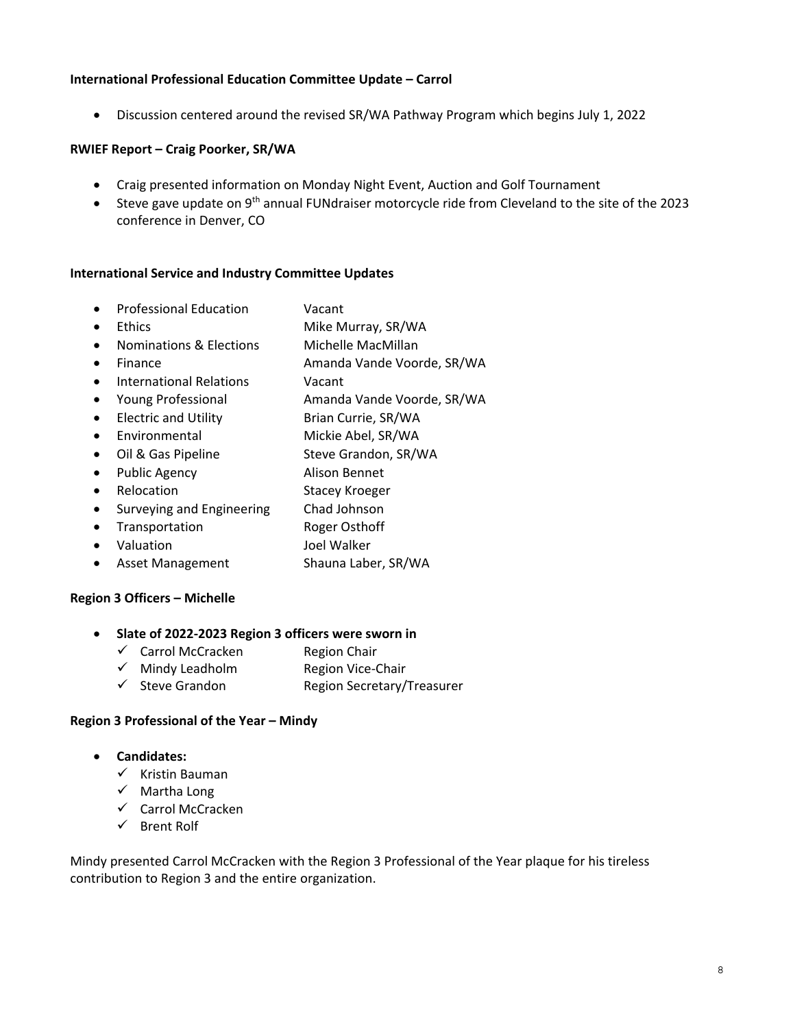**International Professional Education Committee Update – Carrol**

- Discussion centered around the revised SR/WA Pathway Program which begins July 1, 2022

**RWIEF Report – Craig Poorker, SR/WA**

- Craig presented information on Monday Night Event, Auction and Golf Tournament
- Steve gave update on 9th annual FUNdraiser motorcycle ride from Cleveland to the site of the 2023 conference in Denver, CO

**International Service and Industry Committee Updates**

| | |
|---|---|
| Professional Education | Vacant |
| Ethics | Mike Murray, SR/WA |
| Nominations & Elections | Michelle MacMillan |
| Finance | Amanda Vande Voorde, SR/WA |
| International Relations | Vacant |
| Young Professional | Amanda Vande Voorde, SR/WA |
| Electric and Utility | Brian Currie, SR/WA |
| Environmental | Mickie Abel, SR/WA |
| Oil & Gas Pipeline | Steve Grandon, SR/WA |
| Public Agency | Alison Bennet |
| Relocation | Stacey Kroeger |
| Surveying and Engineering | Chad Johnson |
| Transportation | Roger Osthoff |
| Valuation | Joel Walker |
| Asset Management | Shauna Laber, SR/WA |

**Region 3 Officers – Michelle**

- **Slate of 2022-2023 Region 3 officers were sworn in**
  - ✓ Carrol McCracken — Region Chair
  - ✓ Mindy Leadholm — Region Vice-Chair
  - ✓ Steve Grandon — Region Secretary/Treasurer

**Region 3 Professional of the Year – Mindy**

- **Candidates:**
  - ✓ Kristin Bauman
  - ✓ Martha Long
  - ✓ Carrol McCracken
  - ✓ Brent Rolf

Mindy presented Carrol McCracken with the Region 3 Professional of the Year plaque for his tireless contribution to Region 3 and the entire organization.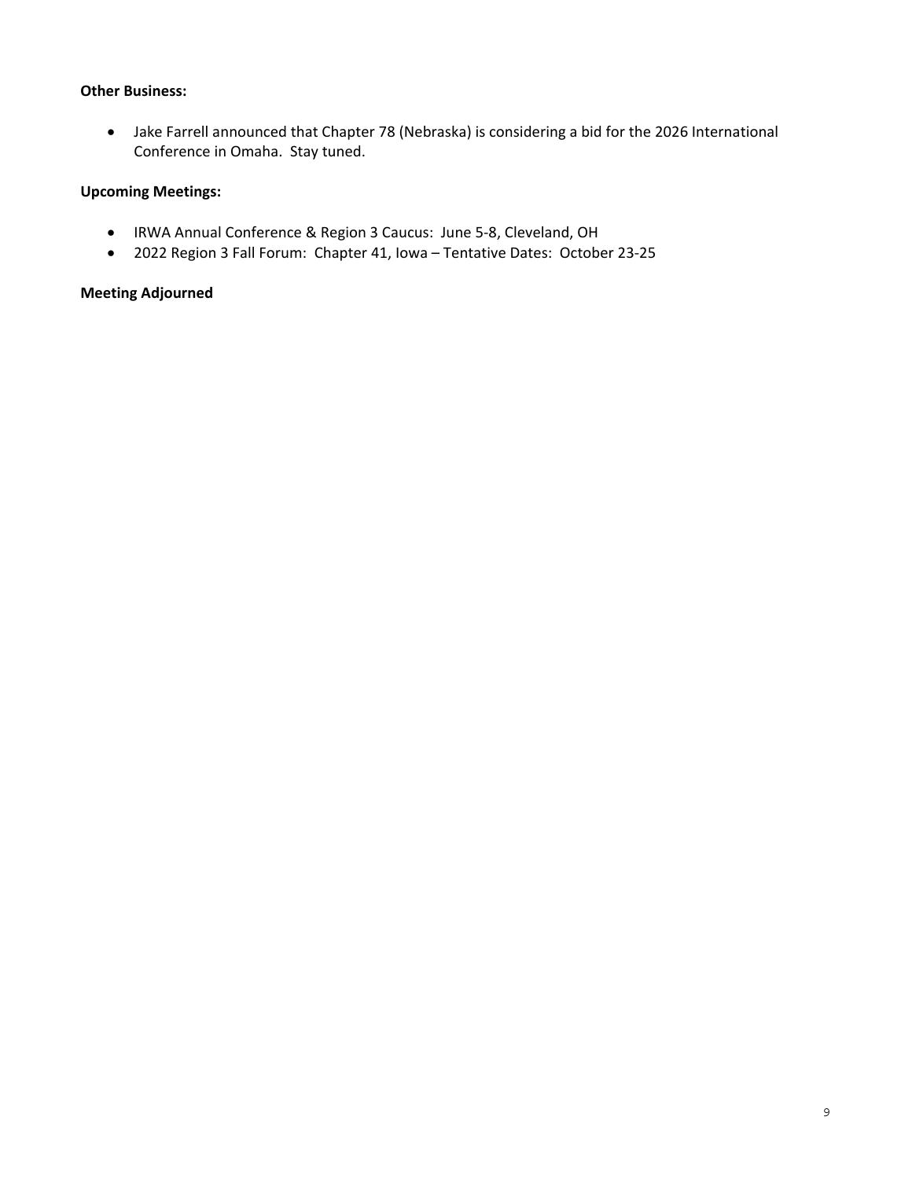**Other Business:**

- Jake Farrell announced that Chapter 78 (Nebraska) is considering a bid for the 2026 International Conference in Omaha. Stay tuned.

**Upcoming Meetings:**

- IRWA Annual Conference & Region 3 Caucus: June 5-8, Cleveland, OH
- 2022 Region 3 Fall Forum: Chapter 41, Iowa – Tentative Dates: October 23-25

**Meeting Adjourned**